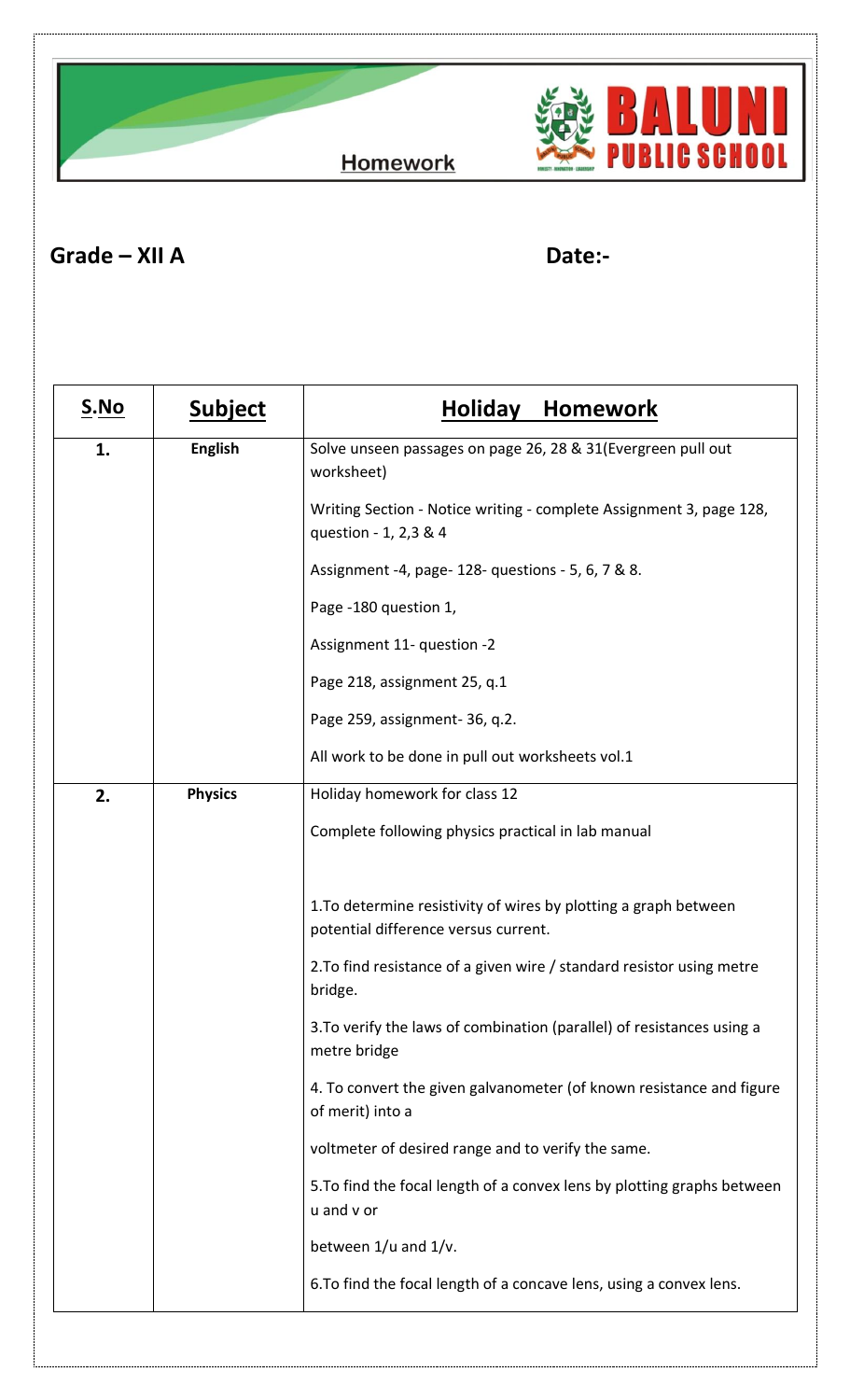# Homework

**BALUNI PUBLIC SCHOOL**

**Grade – XII A** **Date:-**

| S.No | Subject | Holiday Homework |
|---|---|---|
| 1. | English | Solve unseen passages on page 26, 28 & 31(Evergreen pull out worksheet)<br><br>Writing Section - Notice writing - complete Assignment 3, page 128, question - 1, 2,3 & 4<br><br>Assignment -4, page- 128- questions - 5, 6, 7 & 8.<br><br>Page -180 question 1,<br><br>Assignment 11- question -2<br><br>Page 218, assignment 25, q.1<br><br>Page 259, assignment- 36, q.2.<br><br>All work to be done in pull out worksheets vol.1 |
| 2. | Physics | Holiday homework for class 12<br><br>Complete following physics practical in lab manual<br><br>1.To determine resistivity of wires by plotting a graph between potential difference versus current.<br><br>2.To find resistance of a given wire / standard resistor using metre bridge.<br><br>3.To verify the laws of combination (parallel) of resistances using a metre bridge<br><br>4. To convert the given galvanometer (of known resistance and figure of merit) into a<br><br>voltmeter of desired range and to verify the same.<br><br>5.To find the focal length of a convex lens by plotting graphs between u and v or<br><br>between 1/u and 1/v.<br><br>6.To find the focal length of a concave lens, using a convex lens. |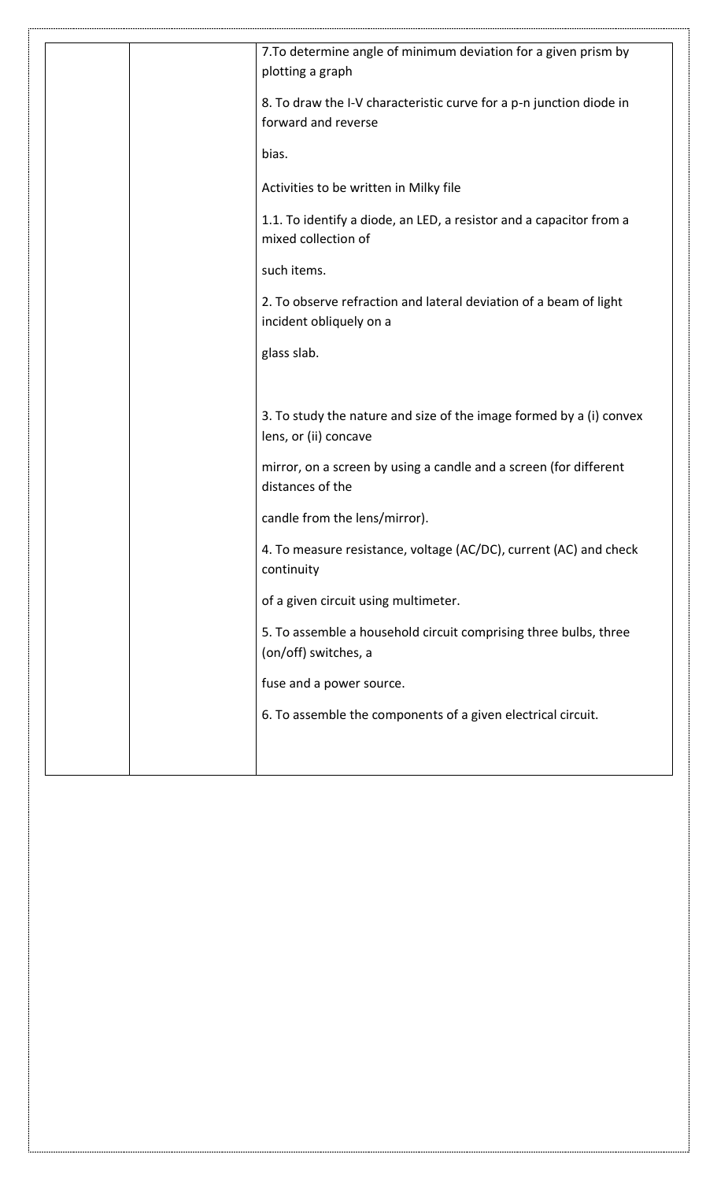| | | |
|---|---|---|
| | | 7.To determine angle of minimum deviation for a given prism by plotting a graph<br><br>8. To draw the I-V characteristic curve for a p-n junction diode in forward and reverse<br><br>bias.<br><br>Activities to be written in Milky file<br><br>1.1. To identify a diode, an LED, a resistor and a capacitor from a mixed collection of<br><br>such items.<br><br>2. To observe refraction and lateral deviation of a beam of light incident obliquely on a<br><br>glass slab.<br><br>3. To study the nature and size of the image formed by a (i) convex lens, or (ii) concave<br><br>mirror, on a screen by using a candle and a screen (for different distances of the<br><br>candle from the lens/mirror).<br><br>4. To measure resistance, voltage (AC/DC), current (AC) and check continuity<br><br>of a given circuit using multimeter.<br><br>5. To assemble a household circuit comprising three bulbs, three (on/off) switches, a<br><br>fuse and a power source.<br><br>6. To assemble the components of a given electrical circuit. |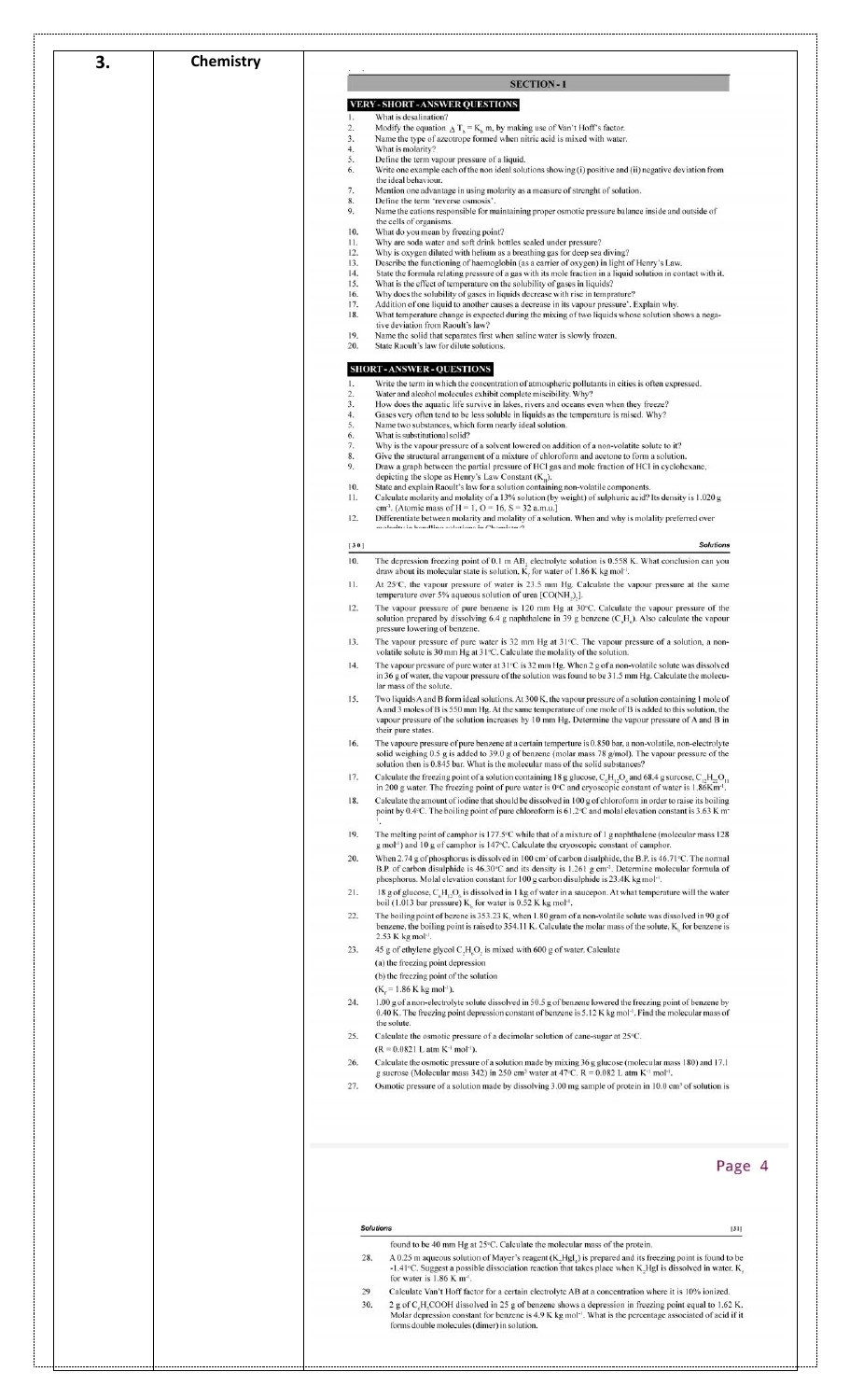| 3. | Chemistry | |
|---|---|---|

## SECTION - 1

### VERY - SHORT - ANSWER QUESTIONS

1. What is desalination?
2. Modify the equation $\Delta T_b = K_b\, m$, by making use of Van't Hoff's factor.
3. Name the type of azeotrope formed when nitric acid is mixed with water.
4. What is molarity?
5. Define the term vapour pressure of a liquid.
6. Write one example each of the non ideal solutions showing (i) positive and (ii) negative deviation from the ideal behaviour.
7. Mention one advantage in using molarity as a measure of strenght of solution.
8. Define the term 'reverse osmosis'.
9. Name the cations responsible for maintaining proper osmotic pressure balance inside and outside of the cells of organisms.
10. What do you mean by freezing point?
11. Why are soda water and soft drink bottles sealed under pressure?
12. Why is oxygen diluted with helium as a breathing gas for deep sea diving?
13. Describe the functioning of haemoglobin (as a carrier of oxygen) in light of Henry's Law.
14. State the formula relating pressure of a gas with its mole fraction in a liquid solution in contact with it.
15. What is the effect of temperature on the solubility of gases in liquids?
16. Why does the solubility of gases in liquids decrease with rise in temprature?
17. Addition of one liquid to another causes a decrease in its vapour pressure'. Explain why.
18. What temperature change is expected during the mixing of two liquids whose solution shows a negative deviation from Raoult's law?
19. Name the solid that separates first when saline water is slowly frozen.
20. State Raoult's law for dilute solutions.

### SHORT - ANSWER - QUESTIONS

1. Write the term in which the concentration of atmospheric pollutants in cities is often expressed.
2. Water and alcohol molecules exhibit complete miscibility. Why?
3. How does the aquatic life survive in lakes, rivers and oceans even when they freeze?
4. Gases very often tend to be less soluble in liquids as the temperature is raised. Why?
5. Name two substances, which form nearly ideal solution.
6. What is substitutional solid?
7. Why is the vapour pressure of a solvent lowered on addition of a non-volatile solute to it?
8. Give the structural arrangement of a mixture of chloroform and acetone to form a solution.
9. Draw a graph between the partial pressure of HCl gas and mole fraction of HCl in cyclohexane, depicting the slope as Henry's Law Constant ($K_H$).
10. State and explain Raoult's law for a solution containing non-volatile components.
11. Calculate molarity and molality of a 13% solution (by weight) of sulphuric acid? Its density is 1.020 g $cm^{-3}$. (Atomic mass of H = 1, O = 16, S = 32 a.m.u.)
12. Differentiate between molarity and molality of a solution. When and why is molality preferred over molarity in handling solutions in Chemistry?

10. The depression freezing point of 0.1 m $AB_2$ electrolyte solution is 0.558 K. What conclusion can you draw about its molecular state is solution, $K_f$ for water of 1.86 K kg $mol^{-1}$.
11. At 25°C, the vapour pressure of water is 23.5 mm Hg. Calculate the vapour pressure at the same temperature over 5% aqueous solution of urea [$CO(NH_2)_2$].
12. The vapour pressure of pure benzene is 120 mm Hg at 30°C. Calculate the vapour pressure of the solution prepared by dissolving 6.4 g naphthalene in 39 g benzene ($C_6H_6$). Also calculate the vapour pressure lowering of benzene.
13. The vapour pressure of pure water is 32 mm Hg at 31°C. The vapour pressure of a solution, a non-volatile solute is 30 mm Hg at 31°C. Calculate the molality of the solution.
14. The vapour pressure of pure water at 31°C is 32 mm Hg. When 2 g of a non-volatile solute was dissolved in 36 g of water, the vapour pressure of the solution was found to be 31.5 mm Hg. Calculate the molecular mass of the solute.
15. Two liquids A and B form ideal solutions. At 300 K, the vapour pressure of a solution containing 1 mole of A and 3 moles of B is 550 mm Hg. At the same temperature of one mole of B is added to this solution, the vapour pressure of the solution increases by 10 mm Hg. Determine the vapour pressure of A and B in their pure states.
16. The vapoure pressure of pure benzene at a certain temperture is 0.850 bar, a non-volatile, non-electrolyte solid weighing 0.5 g is added to 39.0 g of benzene (molar mass 78 g/mol). The vapour pressure of the solution then is 0.845 bar. What is the molecular mass of the solid substances?
17. Calculate the freezing point of a solution containing 18 g glucose, $C_6H_{12}O_6$ and 68.4 g sucrose, $C_{12}H_{22}O_{11}$ in 200 g water. The freezing point of pure water is 0°C and cryoscopic constant of water is 1.86Km$^{-1}$.
18. Calculate the amount of iodine that should be dissolved in 100 g of chloroform in order to raise its boiling point by 0.4°C. The boiling point of pure chloroform is 61.2°C and molal elevation constant is 3.63 K m$^{-1}$.
19. The melting point of camphor is 177.5°C while that of a mixture of 1 g naphthalene (molecular mass 128 g mol$^{-1}$) and 10 g of camphor is 147°C. Calculate the cryoscopic constant of camphor.
20. When 2.74 g of phosphorus is dissolved in 100 cm$^3$ of carbon disulphide, the B.P. is 46.71°C. The normal B.P. of carbon disulphide is 46.30°C and its density is 1.261 g cm$^{-3}$. Determine molecular formula of phosphorus. Molal elevation constant for 100 g carbon disulphide is 23.4K kg mol$^{-1}$.
21. 18 g of glucose, $C_6H_{12}O_6$ is dissolved in 1 kg of water in a saucepon. At what temperature will the water boil (1.013 bar pressure) $K_b$ for water is 0.52 K kg mol$^{-1}$.
22. The boiling point of bezene is 353.23 K, when 1.80 gram of a non-volatile solute was dissolved in 90 g of benzene, the boiling point is raised to 354.11 K. Calculate the molar mass of the solute. $K_b$ for benzene is 2.53 K kg mol$^{-1}$.
23. 45 g of ethylene glycol $C_2H_6O_2$ is mixed with 600 g of water. Calculate
    (a) the freezing point depression
    (b) the freezing point of the solution
    ($K_f$ = 1.86 K kg mol$^{-1}$).
24. 1.00 g of a non-electrolyte solute dissolved in 50.5 g of benzene lowered the freezing point of benzene by 0.40 K. The freezing point depression constant of benzene is 5.12 K kg mol$^{-1}$. Find the molecular mass of the solute.
25. Calculate the osmotic pressure of a decimolar solution of cane-sugar at 25°C.
    (R = 0.0821 L atm K$^{-1}$ mol$^{-1}$).
26. Calculate the osmotic pressure of a solution made by mixing 36 g glucose (molecular mass 180) and 17.1 g sucrose (Molecular mass 342) in 250 cm$^3$ water at 47°C. R = 0.082 L atm K$^{-1}$ mol$^{-1}$.
27. Osmotic pressure of a solution made by dissolving 3.00 mg sample of protein in 10.0 cm$^3$ of solution is found to be 40 mm Hg at 25°C. Calculate the molecular mass of the protein.
28. A 0.25 m aqueous solution of Mayer's reagent ($K_2HgI_4$) is prepared and its freezing point is found to be -1.41°C. Suggest a possible dissociation reaction that takes place when $K_2HgI$ is dissolved in water. $K_f$ for water is 1.86 K m$^{-1}$.
29. Calculate Van't Hoff factor for a certain electrolyte AB at a concentration where it is 10% ionized.
30. 2 g of $C_6H_5COOH$ dissolved in 25 g of benzene shows a depression in freezing point equal to 1.62 K. Molar depression constant for benzene is 4.9 K kg mol$^{-1}$. What is the percentage associated of acid if it forms double molecules (dimer) in solution.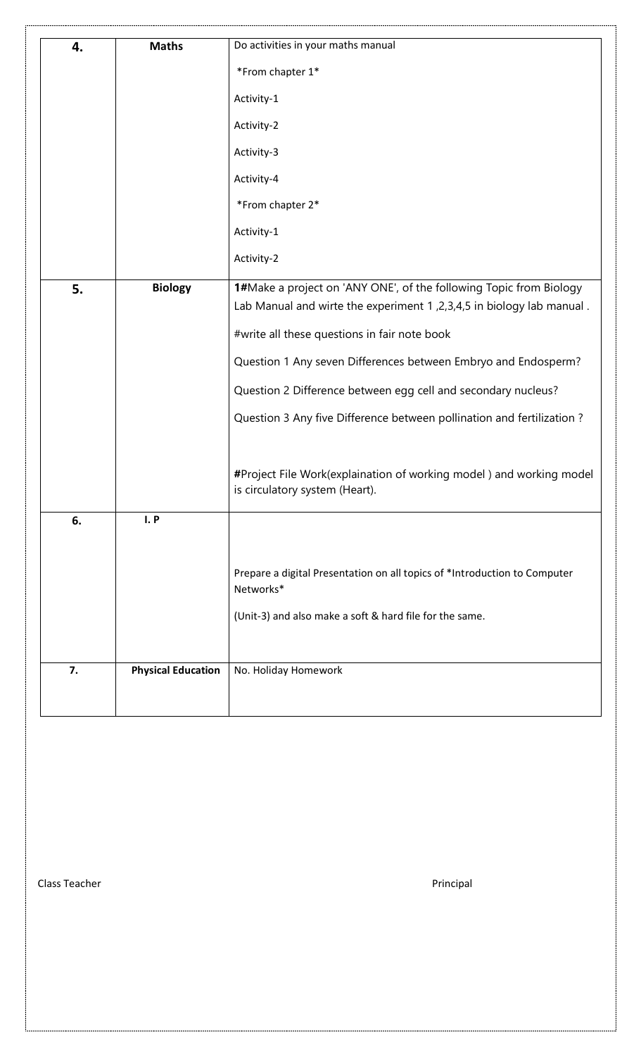| | | |
|---|---|---|
| **4.** | **Maths** | Do activities in your maths manual<br><br>*From chapter 1*<br><br>Activity-1<br><br>Activity-2<br><br>Activity-3<br><br>Activity-4<br><br>*From chapter 2*<br><br>Activity-1<br><br>Activity-2 |
| **5.** | **Biology** | **1#**Make a project on 'ANY ONE', of the following Topic from Biology Lab Manual and wirte the experiment 1 ,2,3,4,5 in biology lab manual .<br><br>#write all these questions in fair note book<br><br>Question 1 Any seven Differences between Embryo and Endosperm?<br><br>Question 2 Difference between egg cell and secondary nucleus?<br><br>Question 3 Any five Difference between pollination and fertilization ?<br><br>**#**Project File Work(explaination of working model ) and working model is circulatory system (Heart). |
| **6.** | **I. P** | Prepare a digital Presentation on all topics of *Introduction to Computer Networks*<br><br>(Unit-3) and also make a soft & hard file for the same. |
| **7.** | **Physical Education** | No. Holiday Homework |

Class Teacher

Principal